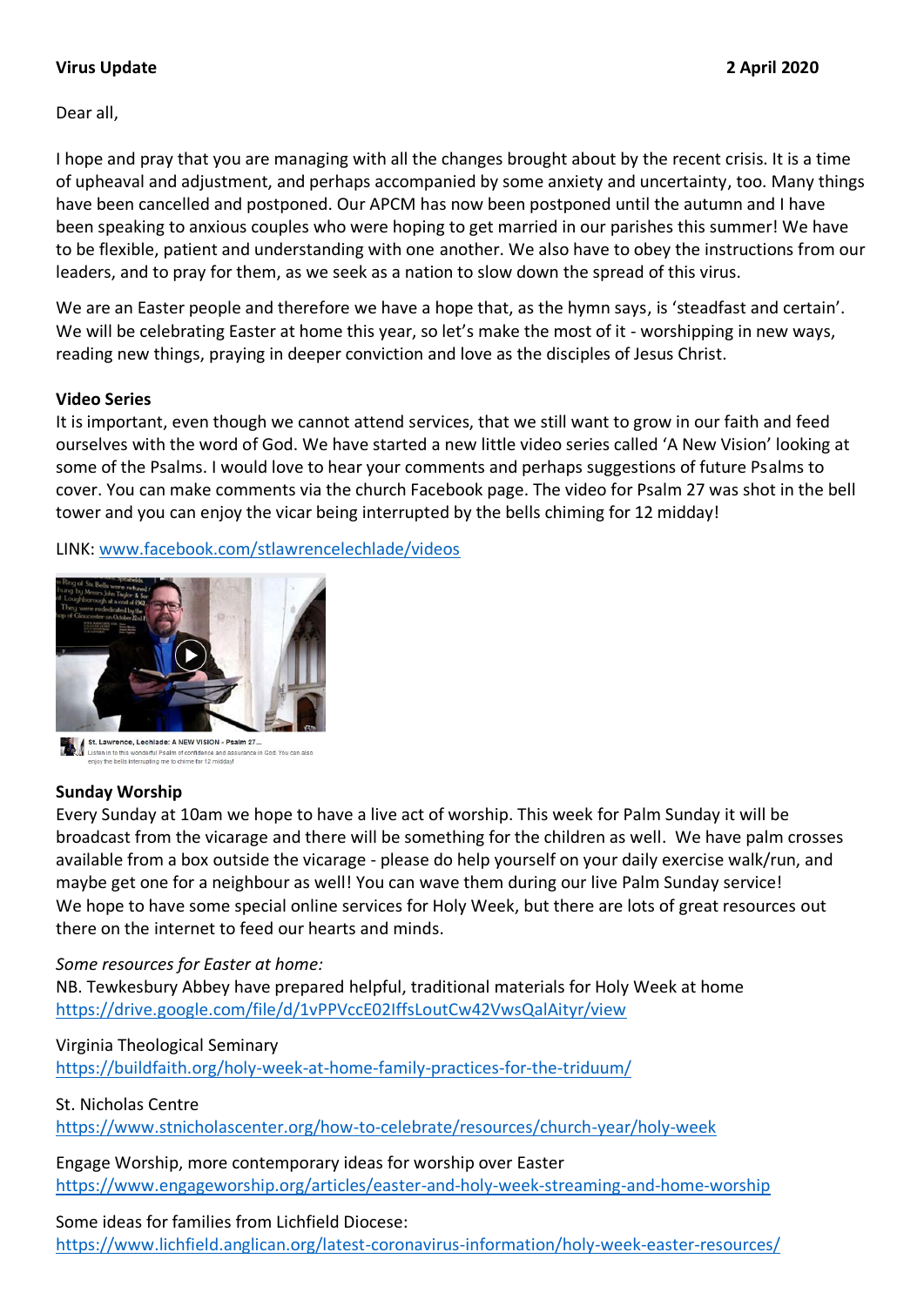**Virus Update** **2 April 2020**

Dear all,

I hope and pray that you are managing with all the changes brought about by the recent crisis. It is a time of upheaval and adjustment, and perhaps accompanied by some anxiety and uncertainty, too. Many things have been cancelled and postponed. Our APCM has now been postponed until the autumn and I have been speaking to anxious couples who were hoping to get married in our parishes this summer! We have to be flexible, patient and understanding with one another. We also have to obey the instructions from our leaders, and to pray for them, as we seek as a nation to slow down the spread of this virus.

We are an Easter people and therefore we have a hope that, as the hymn says, is 'steadfast and certain'. We will be celebrating Easter at home this year, so let's make the most of it - worshipping in new ways, reading new things, praying in deeper conviction and love as the disciples of Jesus Christ.

**Video Series**

It is important, even though we cannot attend services, that we still want to grow in our faith and feed ourselves with the word of God. We have started a new little video series called 'A New Vision' looking at some of the Psalms. I would love to hear your comments and perhaps suggestions of future Psalms to cover. You can make comments via the church Facebook page. The video for Psalm 27 was shot in the bell tower and you can enjoy the vicar being interrupted by the bells chiming for 12 midday!

LINK: www.facebook.com/stlawrencelechlade/videos

St. Lawrence, Lechlade: A NEW VISION - Psalm 27...
Listen in to this wonderful Psalm of confidence and assurance in God. You can also enjoy the bells interrupting me to chime for 12 midday!

**Sunday Worship**

Every Sunday at 10am we hope to have a live act of worship. This week for Palm Sunday it will be broadcast from the vicarage and there will be something for the children as well. We have palm crosses available from a box outside the vicarage - please do help yourself on your daily exercise walk/run, and maybe get one for a neighbour as well! You can wave them during our live Palm Sunday service!
We hope to have some special online services for Holy Week, but there are lots of great resources out there on the internet to feed our hearts and minds.

*Some resources for Easter at home:*

NB. Tewkesbury Abbey have prepared helpful, traditional materials for Holy Week at home
https://drive.google.com/file/d/1vPPVccE02IffsLoutCw42VwsQalAityr/view

Virginia Theological Seminary
https://buildfaith.org/holy-week-at-home-family-practices-for-the-triduum/

St. Nicholas Centre
https://www.stnicholascenter.org/how-to-celebrate/resources/church-year/holy-week

Engage Worship, more contemporary ideas for worship over Easter
https://www.engageworship.org/articles/easter-and-holy-week-streaming-and-home-worship

Some ideas for families from Lichfield Diocese:
https://www.lichfield.anglican.org/latest-coronavirus-information/holy-week-easter-resources/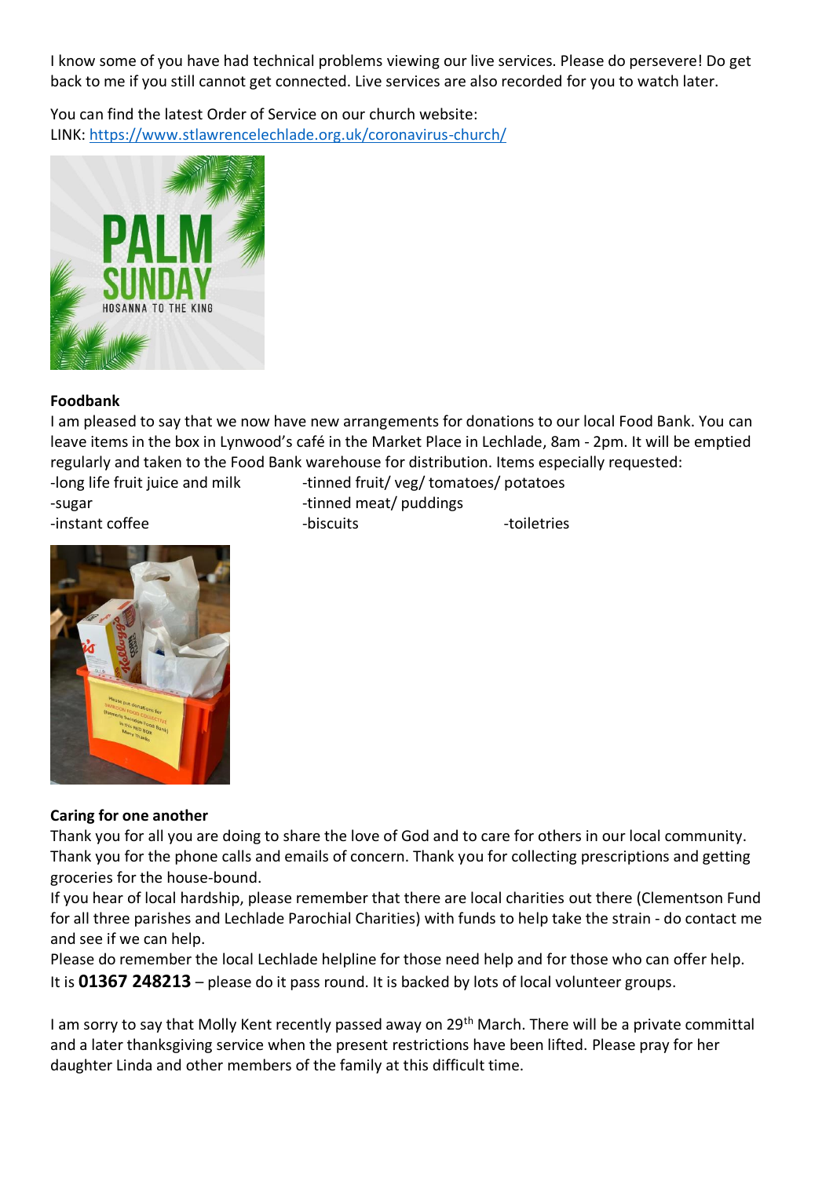I know some of you have had technical problems viewing our live services. Please do persevere! Do get back to me if you still cannot get connected. Live services are also recorded for you to watch later.

You can find the latest Order of Service on our church website:
LINK: https://www.stlawrencelechlade.org.uk/coronavirus-church/

**Foodbank**

I am pleased to say that we now have new arrangements for donations to our local Food Bank. You can leave items in the box in Lynwood's café in the Market Place in Lechlade, 8am - 2pm. It will be emptied regularly and taken to the Food Bank warehouse for distribution. Items especially requested:

- -long life fruit juice and milk
- -sugar
- -instant coffee
- -tinned fruit/ veg/ tomatoes/ potatoes
- -tinned meat/ puddings
- -biscuits
- -toiletries

**Caring for one another**

Thank you for all you are doing to share the love of God and to care for others in our local community. Thank you for the phone calls and emails of concern. Thank you for collecting prescriptions and getting groceries for the house-bound.

If you hear of local hardship, please remember that there are local charities out there (Clementson Fund for all three parishes and Lechlade Parochial Charities) with funds to help take the strain - do contact me and see if we can help.

Please do remember the local Lechlade helpline for those need help and for those who can offer help. It is **01367 248213** – please do it pass round. It is backed by lots of local volunteer groups.

I am sorry to say that Molly Kent recently passed away on 29th March. There will be a private committal and a later thanksgiving service when the present restrictions have been lifted. Please pray for her daughter Linda and other members of the family at this difficult time.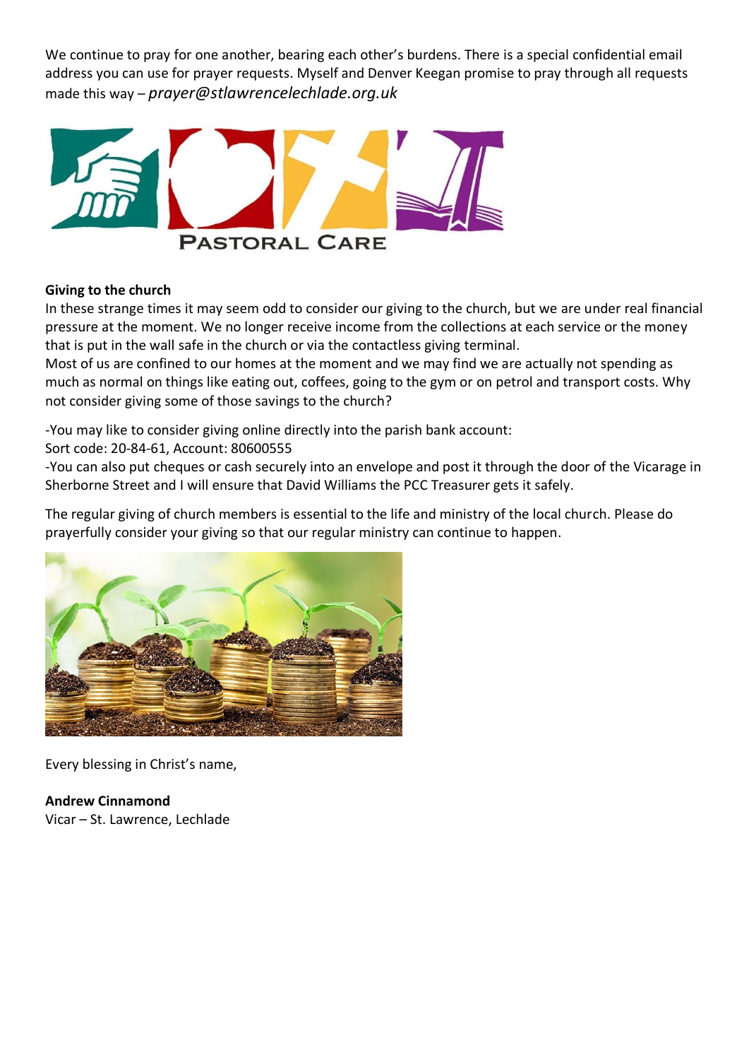We continue to pray for one another, bearing each other's burdens. There is a special confidential email address you can use for prayer requests. Myself and Denver Keegan promise to pray through all requests made this way – *prayer@stlawrencelechlade.org.uk*

PASTORAL CARE

**Giving to the church**

In these strange times it may seem odd to consider our giving to the church, but we are under real financial pressure at the moment. We no longer receive income from the collections at each service or the money that is put in the wall safe in the church or via the contactless giving terminal.

Most of us are confined to our homes at the moment and we may find we are actually not spending as much as normal on things like eating out, coffees, going to the gym or on petrol and transport costs. Why not consider giving some of those savings to the church?

-You may like to consider giving online directly into the parish bank account:
Sort code: 20-84-61, Account: 80600555

-You can also put cheques or cash securely into an envelope and post it through the door of the Vicarage in Sherborne Street and I will ensure that David Williams the PCC Treasurer gets it safely.

The regular giving of church members is essential to the life and ministry of the local church. Please do prayerfully consider your giving so that our regular ministry can continue to happen.

Every blessing in Christ's name,

**Andrew Cinnamond**
Vicar – St. Lawrence, Lechlade